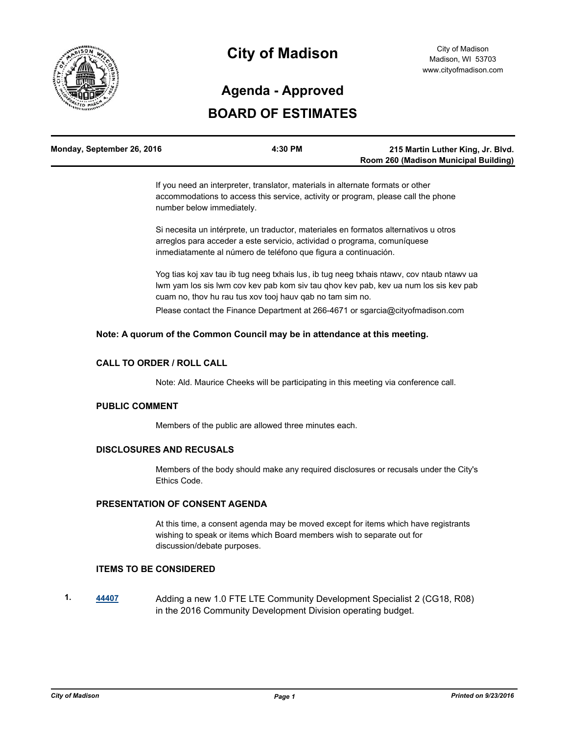# City of Madison

City of Madison
Madison, WI 53703
www.cityofmadison.com

## Agenda - Approved

## BOARD OF ESTIMATES

| Monday, September 26, 2016 | 4:30 PM | 215 Martin Luther King, Jr. Blvd. Room 260 (Madison Municipal Building) |
|---|---|---|

If you need an interpreter, translator, materials in alternate formats or other accommodations to access this service, activity or program, please call the phone number below immediately.

Si necesita un intérprete, un traductor, materiales en formatos alternativos u otros arreglos para acceder a este servicio, actividad o programa, comuníquese inmediatamente al número de teléfono que figura a continuación.

Yog tias koj xav tau ib tug neeg txhais lus, ib tug neeg txhais ntawv, cov ntaub ntawv ua lwm yam los sis lwm cov kev pab kom siv tau qhov kev pab, kev ua num los sis kev pab cuam no, thov hu rau tus xov tooj hauv qab no tam sim no.

Please contact the Finance Department at 266-4671 or sgarcia@cityofmadison.com

**Note: A quorum of the Common Council may be in attendance at this meeting.**

### CALL TO ORDER / ROLL CALL

Note: Ald. Maurice Cheeks will be participating in this meeting via conference call.

### PUBLIC COMMENT

Members of the public are allowed three minutes each.

### DISCLOSURES AND RECUSALS

Members of the body should make any required disclosures or recusals under the City's Ethics Code.

### PRESENTATION OF CONSENT AGENDA

At this time, a consent agenda may be moved except for items which have registrants wishing to speak or items which Board members wish to separate out for discussion/debate purposes.

### ITEMS TO BE CONSIDERED

1. **44407** Adding a new 1.0 FTE LTE Community Development Specialist 2 (CG18, R08) in the 2016 Community Development Division operating budget.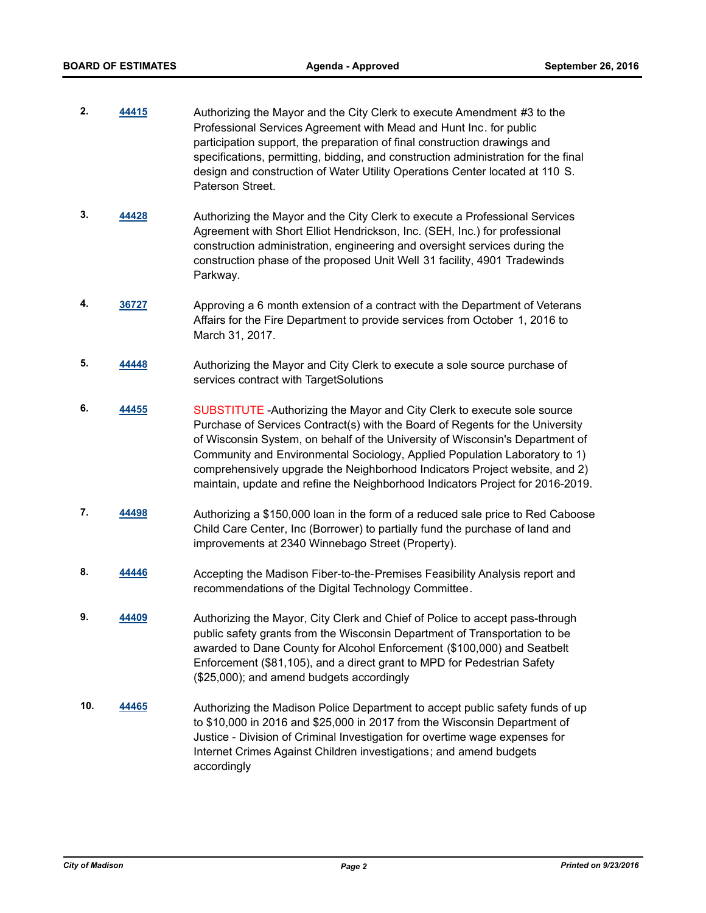2. **44415** Authorizing the Mayor and the City Clerk to execute Amendment #3 to the Professional Services Agreement with Mead and Hunt Inc. for public participation support, the preparation of final construction drawings and specifications, permitting, bidding, and construction administration for the final design and construction of Water Utility Operations Center located at 110 S. Paterson Street.

3. **44428** Authorizing the Mayor and the City Clerk to execute a Professional Services Agreement with Short Elliot Hendrickson, Inc. (SEH, Inc.) for professional construction administration, engineering and oversight services during the construction phase of the proposed Unit Well 31 facility, 4901 Tradewinds Parkway.

4. **36727** Approving a 6 month extension of a contract with the Department of Veterans Affairs for the Fire Department to provide services from October 1, 2016 to March 31, 2017.

5. **44448** Authorizing the Mayor and City Clerk to execute a sole source purchase of services contract with TargetSolutions

6. **44455** SUBSTITUTE -Authorizing the Mayor and City Clerk to execute sole source Purchase of Services Contract(s) with the Board of Regents for the University of Wisconsin System, on behalf of the University of Wisconsin's Department of Community and Environmental Sociology, Applied Population Laboratory to 1) comprehensively upgrade the Neighborhood Indicators Project website, and 2) maintain, update and refine the Neighborhood Indicators Project for 2016-2019.

7. **44498** Authorizing a $150,000 loan in the form of a reduced sale price to Red Caboose Child Care Center, Inc (Borrower) to partially fund the purchase of land and improvements at 2340 Winnebago Street (Property).

8. **44446** Accepting the Madison Fiber-to-the-Premises Feasibility Analysis report and recommendations of the Digital Technology Committee.

9. **44409** Authorizing the Mayor, City Clerk and Chief of Police to accept pass-through public safety grants from the Wisconsin Department of Transportation to be awarded to Dane County for Alcohol Enforcement ($100,000) and Seatbelt Enforcement ($81,105), and a direct grant to MPD for Pedestrian Safety ($25,000); and amend budgets accordingly

10. **44465** Authorizing the Madison Police Department to accept public safety funds of up to $10,000 in 2016 and $25,000 in 2017 from the Wisconsin Department of Justice - Division of Criminal Investigation for overtime wage expenses for Internet Crimes Against Children investigations; and amend budgets accordingly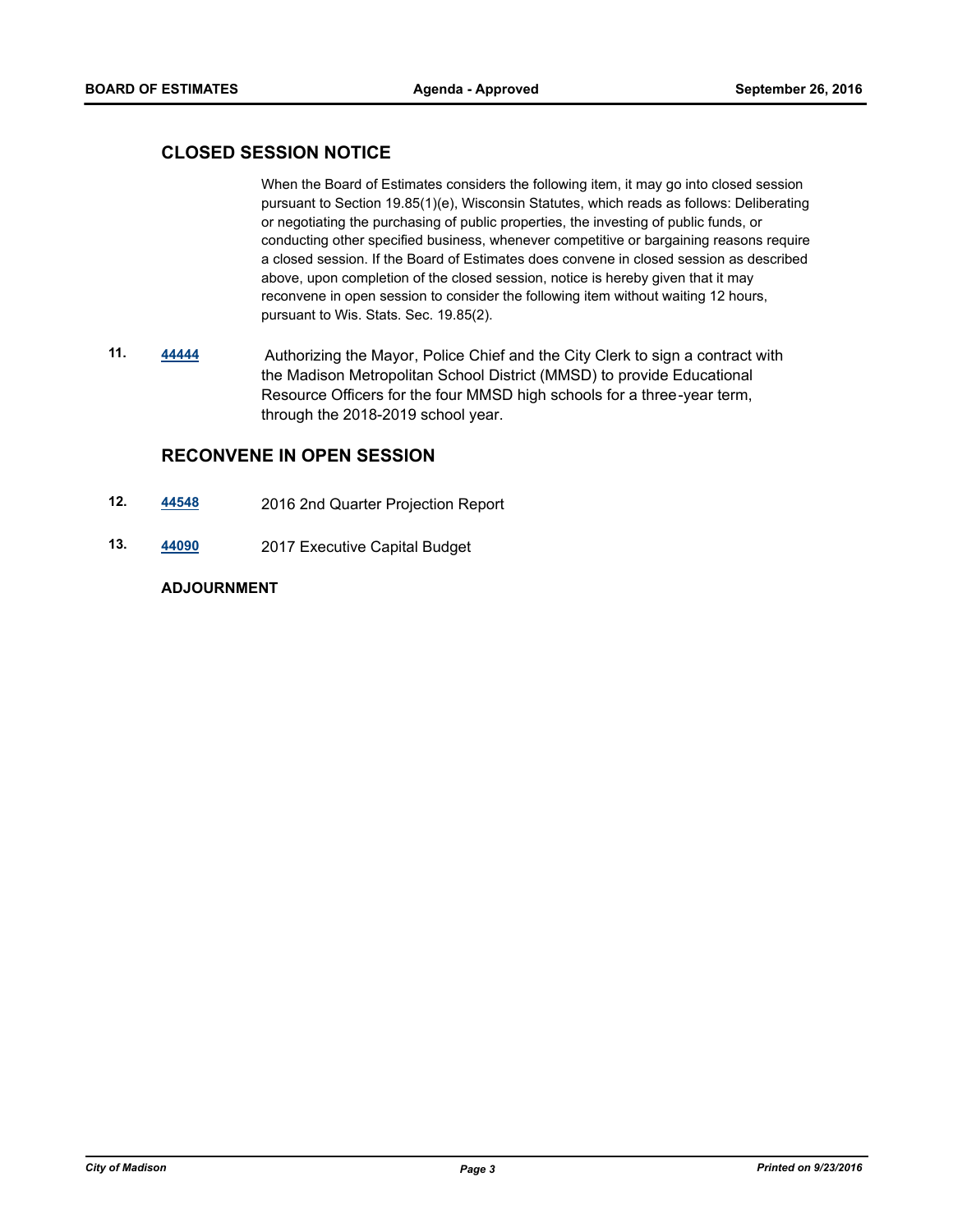## CLOSED SESSION NOTICE

When the Board of Estimates considers the following item, it may go into closed session pursuant to Section 19.85(1)(e), Wisconsin Statutes, which reads as follows: Deliberating or negotiating the purchasing of public properties, the investing of public funds, or conducting other specified business, whenever competitive or bargaining reasons require a closed session. If the Board of Estimates does convene in closed session as described above, upon completion of the closed session, notice is hereby given that it may reconvene in open session to consider the following item without waiting 12 hours, pursuant to Wis. Stats. Sec. 19.85(2).

**11.** **44444** Authorizing the Mayor, Police Chief and the City Clerk to sign a contract with the Madison Metropolitan School District (MMSD) to provide Educational Resource Officers for the four MMSD high schools for a three-year term, through the 2018-2019 school year.

## RECONVENE IN OPEN SESSION

**12.** **44548** 2016 2nd Quarter Projection Report

**13.** **44090** 2017 Executive Capital Budget

**ADJOURNMENT**